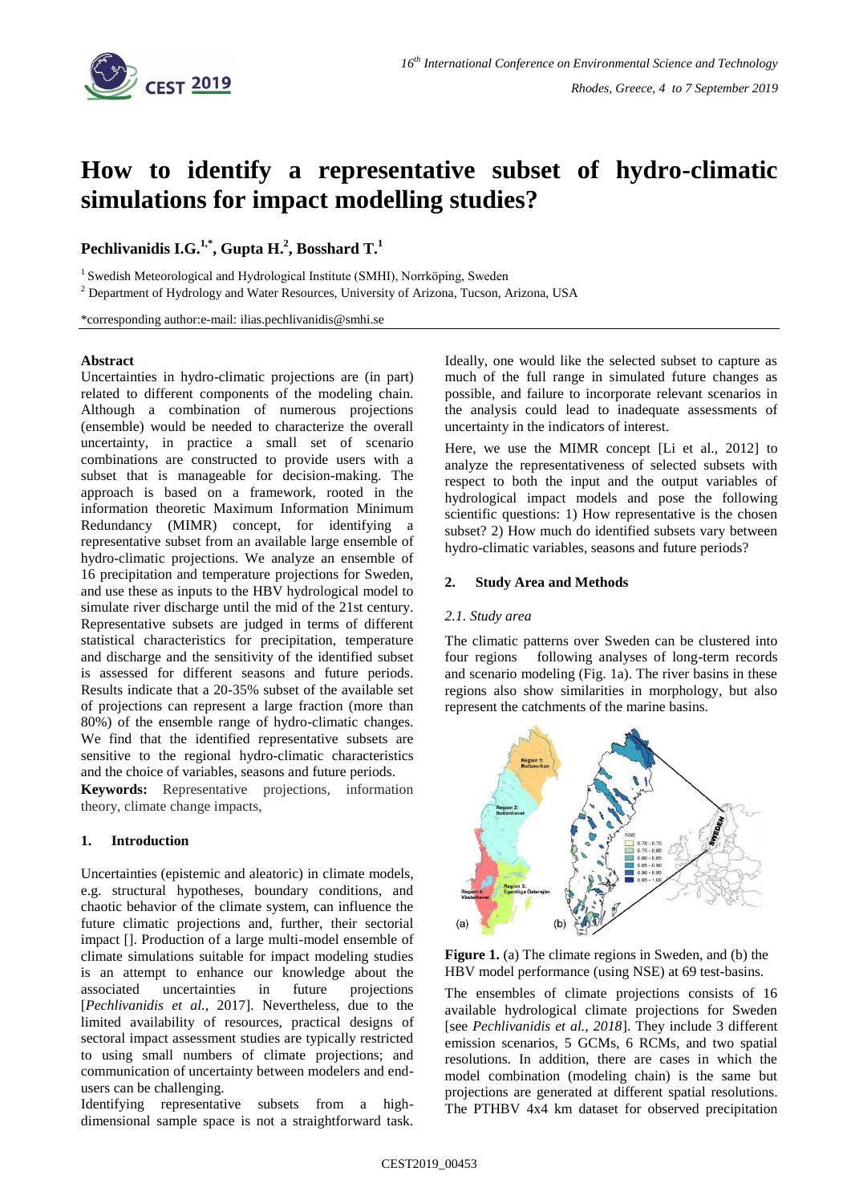# How to identify a representative subset of hydro-climatic simulations for impact modelling studies?

**Pechlivanidis I.G.[1,*], Gupta H.[2], Bosshard T.[1]**

[1] Swedish Meteorological and Hydrological Institute (SMHI), Norrköping, Sweden

[2] Department of Hydrology and Water Resources, University of Arizona, Tucson, Arizona, USA

*corresponding author:e-mail: ilias.pechlivanidis@smhi.se

**Abstract**

Uncertainties in hydro-climatic projections are (in part) related to different components of the modeling chain. Although a combination of numerous projections (ensemble) would be needed to characterize the overall uncertainty, in practice a small set of scenario combinations are constructed to provide users with a subset that is manageable for decision-making. The approach is based on a framework, rooted in the information theoretic Maximum Information Minimum Redundancy (MIMR) concept, for identifying a representative subset from an available large ensemble of hydro-climatic projections. We analyze an ensemble of 16 precipitation and temperature projections for Sweden, and use these as inputs to the HBV hydrological model to simulate river discharge until the mid of the 21st century. Representative subsets are judged in terms of different statistical characteristics for precipitation, temperature and discharge and the sensitivity of the identified subset is assessed for different seasons and future periods. Results indicate that a 20-35% subset of the available set of projections can represent a large fraction (more than 80%) of the ensemble range of hydro-climatic changes. We find that the identified representative subsets are sensitive to the regional hydro-climatic characteristics and the choice of variables, seasons and future periods.

**Keywords:** Representative projections, information theory, climate change impacts,

## 1. Introduction

Uncertainties (epistemic and aleatoric) in climate models, e.g. structural hypotheses, boundary conditions, and chaotic behavior of the climate system, can influence the future climatic projections and, further, their sectorial impact []. Production of a large multi-model ensemble of climate simulations suitable for impact modeling studies is an attempt to enhance our knowledge about the associated uncertainties in future projections [*Pechlivanidis et al.*, 2017]. Nevertheless, due to the limited availability of resources, practical designs of sectoral impact assessment studies are typically restricted to using small numbers of climate projections; and communication of uncertainty between modelers and end-users can be challenging.

Identifying representative subsets from a high-dimensional sample space is not a straightforward task. Ideally, one would like the selected subset to capture as much of the full range in simulated future changes as possible, and failure to incorporate relevant scenarios in the analysis could lead to inadequate assessments of uncertainty in the indicators of interest.

Here, we use the MIMR concept [Li et al., 2012] to analyze the representativeness of selected subsets with respect to both the input and the output variables of hydrological impact models and pose the following scientific questions: 1) How representative is the chosen subset? 2) How much do identified subsets vary between hydro-climatic variables, seasons and future periods?

## 2. Study Area and Methods

### *2.1. Study area*

The climatic patterns over Sweden can be clustered into four regions following analyses of long-term records and scenario modeling (Fig. 1a). The river basins in these regions also show similarities in morphology, but also represent the catchments of the marine basins.

**Figure 1.** (a) The climate regions in Sweden, and (b) the HBV model performance (using NSE) at 69 test-basins.

The ensembles of climate projections consists of 16 available hydrological climate projections for Sweden [see *Pechlivanidis et al., 2018*]. They include 3 different emission scenarios, 5 GCMs, 6 RCMs, and two spatial resolutions. In addition, there are cases in which the model combination (modeling chain) is the same but projections are generated at different spatial resolutions. The PTHBV 4x4 km dataset for observed precipitation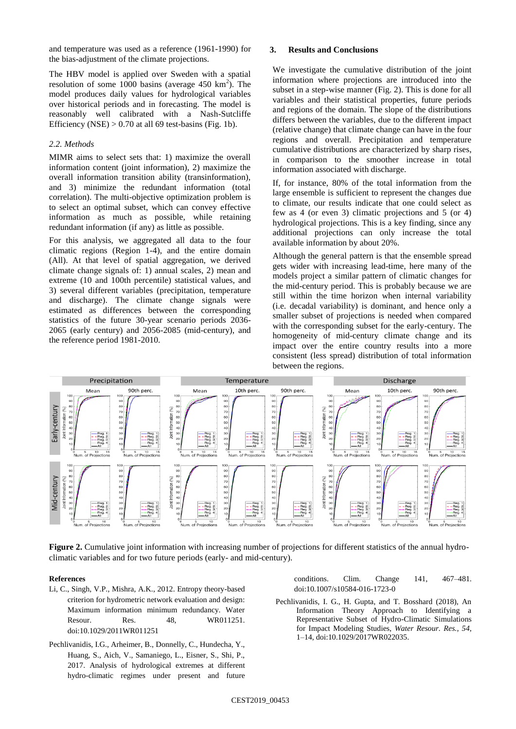and temperature was used as a reference (1961-1990) for the bias-adjustment of the climate projections.

The HBV model is applied over Sweden with a spatial resolution of some 1000 basins (average 450 km$^2$). The model produces daily values for hydrological variables over historical periods and in forecasting. The model is reasonably well calibrated with a Nash-Sutcliffe Efficiency (NSE) > 0.70 at all 69 test-basins (Fig. 1b).

### 2.2. Methods

MIMR aims to select sets that: 1) maximize the overall information content (joint information), 2) maximize the overall information transition ability (transinformation), and 3) minimize the redundant information (total correlation). The multi-objective optimization problem is to select an optimal subset, which can convey effective information as much as possible, while retaining redundant information (if any) as little as possible.

For this analysis, we aggregated all data to the four climatic regions (Region 1-4), and the entire domain (All). At that level of spatial aggregation, we derived climate change signals of: 1) annual scales, 2) mean and extreme (10 and 100th percentile) statistical values, and 3) several different variables (precipitation, temperature and discharge). The climate change signals were estimated as differences between the corresponding statistics of the future 30-year scenario periods 2036-2065 (early century) and 2056-2085 (mid-century), and the reference period 1981-2010.

## 3. Results and Conclusions

We investigate the cumulative distribution of the joint information where projections are introduced into the subset in a step-wise manner (Fig. 2). This is done for all variables and their statistical properties, future periods and regions of the domain. The slope of the distributions differs between the variables, due to the different impact (relative change) that climate change can have in the four regions and overall. Precipitation and temperature cumulative distributions are characterized by sharp rises, in comparison to the smoother increase in total information associated with discharge.

If, for instance, 80% of the total information from the large ensemble is sufficient to represent the changes due to climate, our results indicate that one could select as few as 4 (or even 3) climatic projections and 5 (or 4) hydrological projections. This is a key finding, since any additional projections can only increase the total available information by about 20%.

Although the general pattern is that the ensemble spread gets wider with increasing lead-time, here many of the models project a similar pattern of climatic changes for the mid-century period. This is probably because we are still within the time horizon when internal variability (i.e. decadal variability) is dominant, and hence only a smaller subset of projections is needed when compared with the corresponding subset for the early-century. The homogeneity of mid-century climate change and its impact over the entire country results into a more consistent (less spread) distribution of total information between the regions.

Precipitation
Temperature
Discharge
Mean
90th perc.
Mean
10th perc.
90th perc.
Mean
10th perc.
90th perc.
Early-century
Mid-century
Joint Information (%)
Num. of Projections
Reg. 1
Reg. 2
Reg. 3
Reg. 4
All

**Figure 2.** Cumulative joint information with increasing number of projections for different statistics of the annual hydro-climatic variables and for two future periods (early- and mid-century).

**References**

Li, C., Singh, V.P., Mishra, A.K., 2012. Entropy theory-based criterion for hydrometric network evaluation and design: Maximum information minimum redundancy. Water Resour. Res. 48, WR011251. doi:10.1029/2011WR011251

Pechlivanidis, I.G., Arheimer, B., Donnelly, C., Hundecha, Y., Huang, S., Aich, V., Samaniego, L., Eisner, S., Shi, P., 2017. Analysis of hydrological extremes at different hydro-climatic regimes under present and future conditions. Clim. Change 141, 467–481. doi:10.1007/s10584-016-1723-0

Pechlivanidis, I. G., H. Gupta, and T. Bosshard (2018), An Information Theory Approach to Identifying a Representative Subset of Hydro-Climatic Simulations for Impact Modeling Studies, *Water Resour. Res.*, *54*, 1–14, doi:10.1029/2017WR022035.